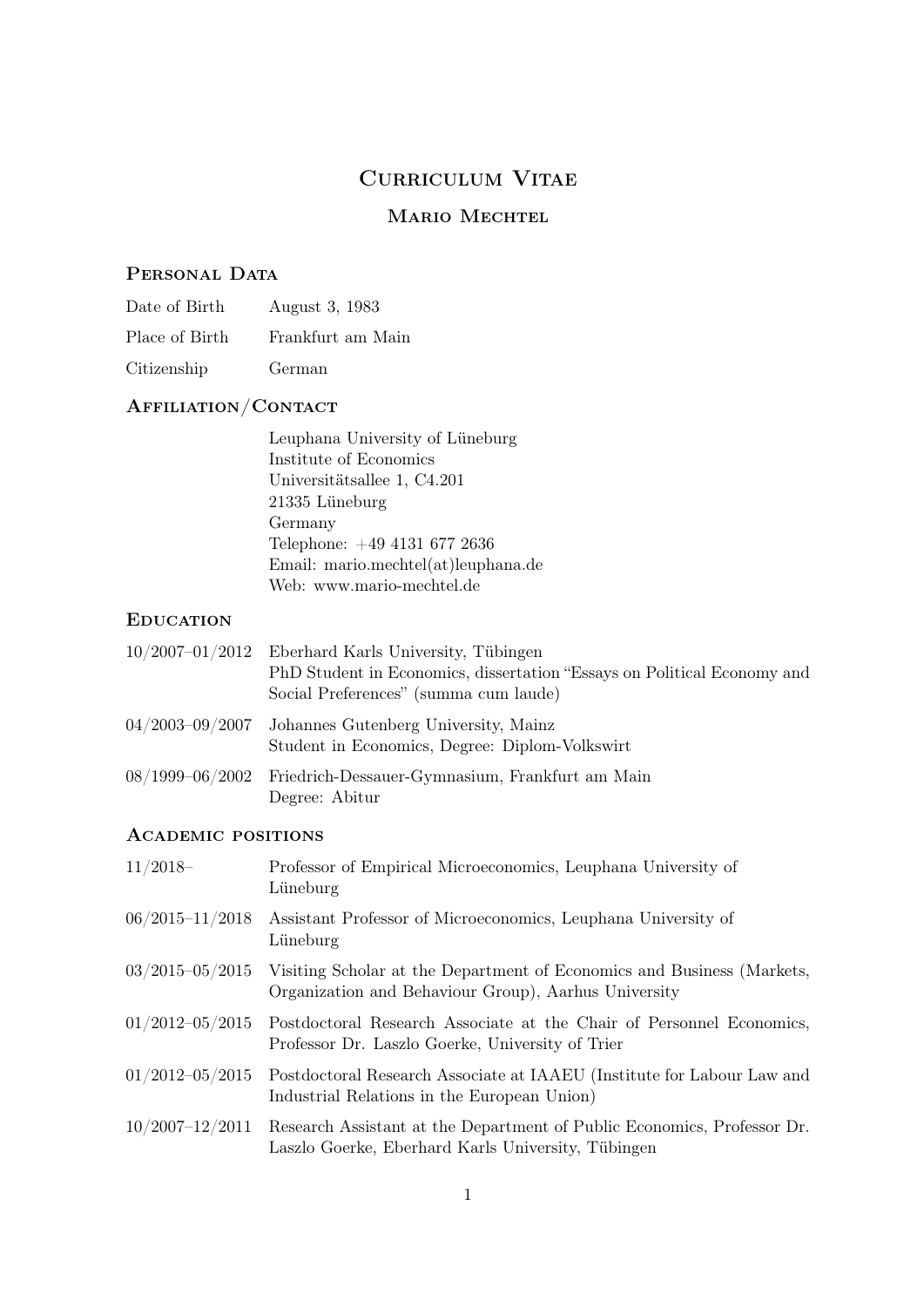# Curriculum Vitae

## Mario Mechtel

### Personal Data

| | |
|---|---|
| Date of Birth | August 3, 1983 |
| Place of Birth | Frankfurt am Main |
| Citizenship | German |

### Affiliation/Contact

Leuphana University of Lüneburg
Institute of Economics
Universitätsallee 1, C4.201
21335 Lüneburg
Germany
Telephone: +49 4131 677 2636
Email: mario.mechtel(at)leuphana.de
Web: www.mario-mechtel.de

### Education

| | |
|---|---|
| 10/2007–01/2012 | Eberhard Karls University, Tübingen<br>PhD Student in Economics, dissertation "Essays on Political Economy and Social Preferences" (summa cum laude) |
| 04/2003–09/2007 | Johannes Gutenberg University, Mainz<br>Student in Economics, Degree: Diplom-Volkswirt |
| 08/1999–06/2002 | Friedrich-Dessauer-Gymnasium, Frankfurt am Main<br>Degree: Abitur |

### Academic positions

| | |
|---|---|
| 11/2018– | Professor of Empirical Microeconomics, Leuphana University of Lüneburg |
| 06/2015–11/2018 | Assistant Professor of Microeconomics, Leuphana University of Lüneburg |
| 03/2015–05/2015 | Visiting Scholar at the Department of Economics and Business (Markets, Organization and Behaviour Group), Aarhus University |
| 01/2012–05/2015 | Postdoctoral Research Associate at the Chair of Personnel Economics, Professor Dr. Laszlo Goerke, University of Trier |
| 01/2012–05/2015 | Postdoctoral Research Associate at IAAEU (Institute for Labour Law and Industrial Relations in the European Union) |
| 10/2007–12/2011 | Research Assistant at the Department of Public Economics, Professor Dr. Laszlo Goerke, Eberhard Karls University, Tübingen |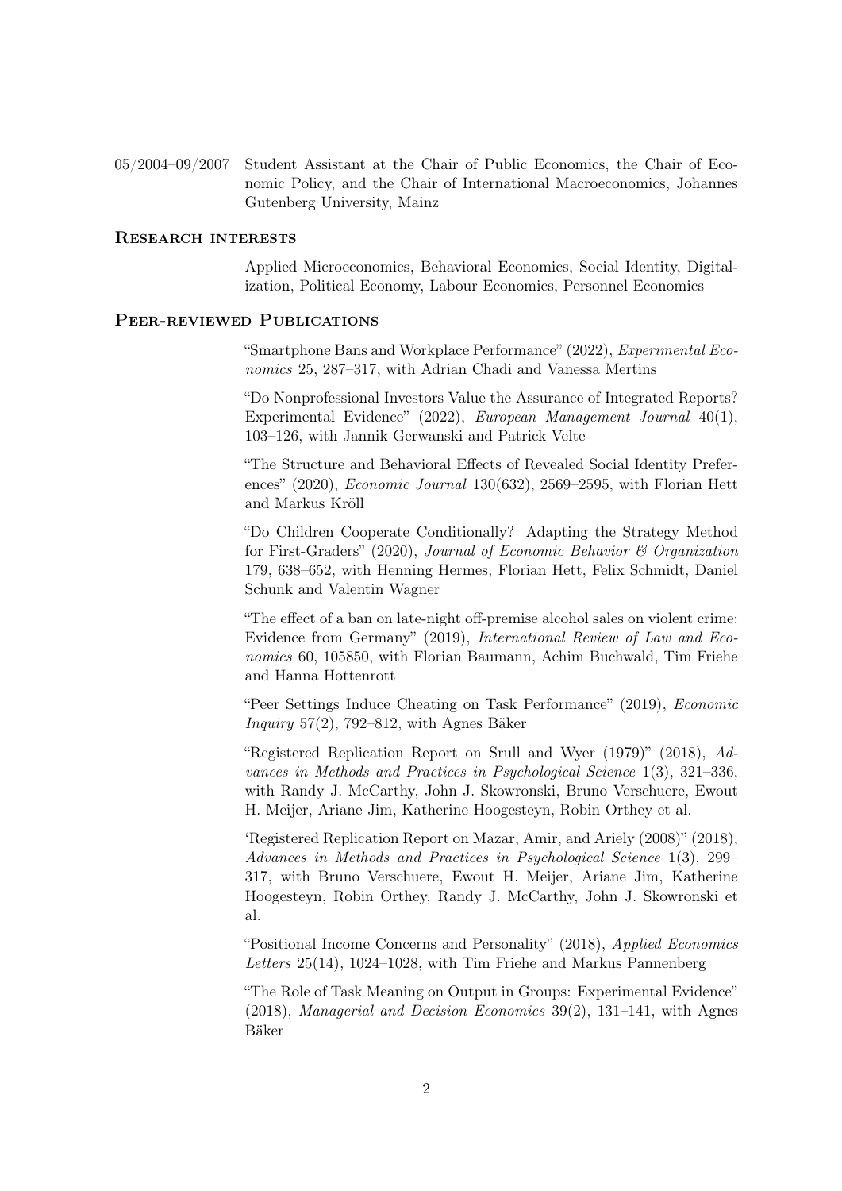05/2004–09/2007 Student Assistant at the Chair of Public Economics, the Chair of Economic Policy, and the Chair of International Macroeconomics, Johannes Gutenberg University, Mainz

## Research interests

Applied Microeconomics, Behavioral Economics, Social Identity, Digitalization, Political Economy, Labour Economics, Personnel Economics

## Peer-reviewed Publications

"Smartphone Bans and Workplace Performance" (2022), *Experimental Economics* 25, 287–317, with Adrian Chadi and Vanessa Mertins

"Do Nonprofessional Investors Value the Assurance of Integrated Reports? Experimental Evidence" (2022), *European Management Journal* 40(1), 103–126, with Jannik Gerwanski and Patrick Velte

"The Structure and Behavioral Effects of Revealed Social Identity Preferences" (2020), *Economic Journal* 130(632), 2569–2595, with Florian Hett and Markus Kröll

"Do Children Cooperate Conditionally? Adapting the Strategy Method for First-Graders" (2020), *Journal of Economic Behavior & Organization* 179, 638–652, with Henning Hermes, Florian Hett, Felix Schmidt, Daniel Schunk and Valentin Wagner

"The effect of a ban on late-night off-premise alcohol sales on violent crime: Evidence from Germany" (2019), *International Review of Law and Economics* 60, 105850, with Florian Baumann, Achim Buchwald, Tim Friehe and Hanna Hottenrott

"Peer Settings Induce Cheating on Task Performance" (2019), *Economic Inquiry* 57(2), 792–812, with Agnes Bäker

"Registered Replication Report on Srull and Wyer (1979)" (2018), *Advances in Methods and Practices in Psychological Science* 1(3), 321–336, with Randy J. McCarthy, John J. Skowronski, Bruno Verschuere, Ewout H. Meijer, Ariane Jim, Katherine Hoogesteyn, Robin Orthey et al.

'Registered Replication Report on Mazar, Amir, and Ariely (2008)" (2018), *Advances in Methods and Practices in Psychological Science* 1(3), 299–317, with Bruno Verschuere, Ewout H. Meijer, Ariane Jim, Katherine Hoogesteyn, Robin Orthey, Randy J. McCarthy, John J. Skowronski et al.

"Positional Income Concerns and Personality" (2018), *Applied Economics Letters* 25(14), 1024–1028, with Tim Friehe and Markus Pannenberg

"The Role of Task Meaning on Output in Groups: Experimental Evidence" (2018), *Managerial and Decision Economics* 39(2), 131–141, with Agnes Bäker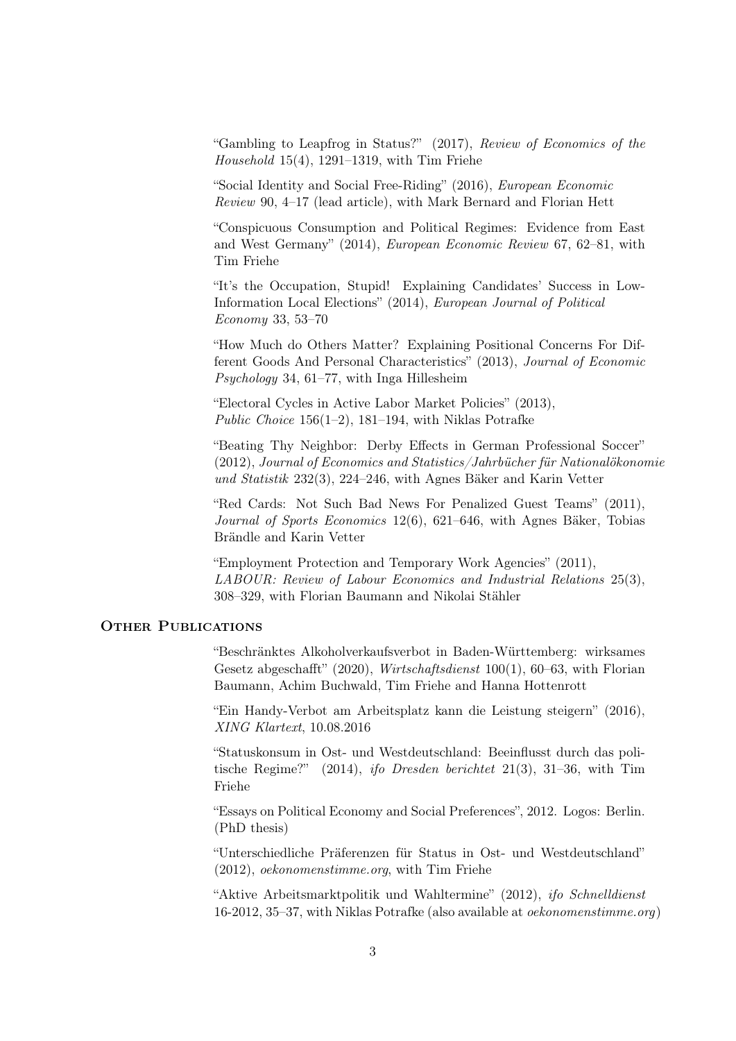"Gambling to Leapfrog in Status?" (2017), *Review of Economics of the Household* 15(4), 1291–1319, with Tim Friehe

"Social Identity and Social Free-Riding" (2016), *European Economic Review* 90, 4–17 (lead article), with Mark Bernard and Florian Hett

"Conspicuous Consumption and Political Regimes: Evidence from East and West Germany" (2014), *European Economic Review* 67, 62–81, with Tim Friehe

"It's the Occupation, Stupid! Explaining Candidates' Success in Low-Information Local Elections" (2014), *European Journal of Political Economy* 33, 53–70

"How Much do Others Matter? Explaining Positional Concerns For Different Goods And Personal Characteristics" (2013), *Journal of Economic Psychology* 34, 61–77, with Inga Hillesheim

"Electoral Cycles in Active Labor Market Policies" (2013), *Public Choice* 156(1–2), 181–194, with Niklas Potrafke

"Beating Thy Neighbor: Derby Effects in German Professional Soccer" (2012), *Journal of Economics and Statistics/Jahrbücher für Nationalökonomie und Statistik* 232(3), 224–246, with Agnes Bäker and Karin Vetter

"Red Cards: Not Such Bad News For Penalized Guest Teams" (2011), *Journal of Sports Economics* 12(6), 621–646, with Agnes Bäker, Tobias Brändle and Karin Vetter

"Employment Protection and Temporary Work Agencies" (2011), *LABOUR: Review of Labour Economics and Industrial Relations* 25(3), 308–329, with Florian Baumann and Nikolai Stähler

## Other Publications

"Beschränktes Alkoholverkaufsverbot in Baden-Württemberg: wirksames Gesetz abgeschafft" (2020), *Wirtschaftsdienst* 100(1), 60–63, with Florian Baumann, Achim Buchwald, Tim Friehe and Hanna Hottenrott

"Ein Handy-Verbot am Arbeitsplatz kann die Leistung steigern" (2016), *XING Klartext*, 10.08.2016

"Statuskonsum in Ost- und Westdeutschland: Beeinflusst durch das politische Regime?" (2014), *ifo Dresden berichtet* 21(3), 31–36, with Tim Friehe

"Essays on Political Economy and Social Preferences", 2012. Logos: Berlin. (PhD thesis)

"Unterschiedliche Präferenzen für Status in Ost- und Westdeutschland" (2012), *oekonomenstimme.org*, with Tim Friehe

"Aktive Arbeitsmarktpolitik und Wahltermine" (2012), *ifo Schnelldienst* 16-2012, 35–37, with Niklas Potrafke (also available at *oekonomenstimme.org*)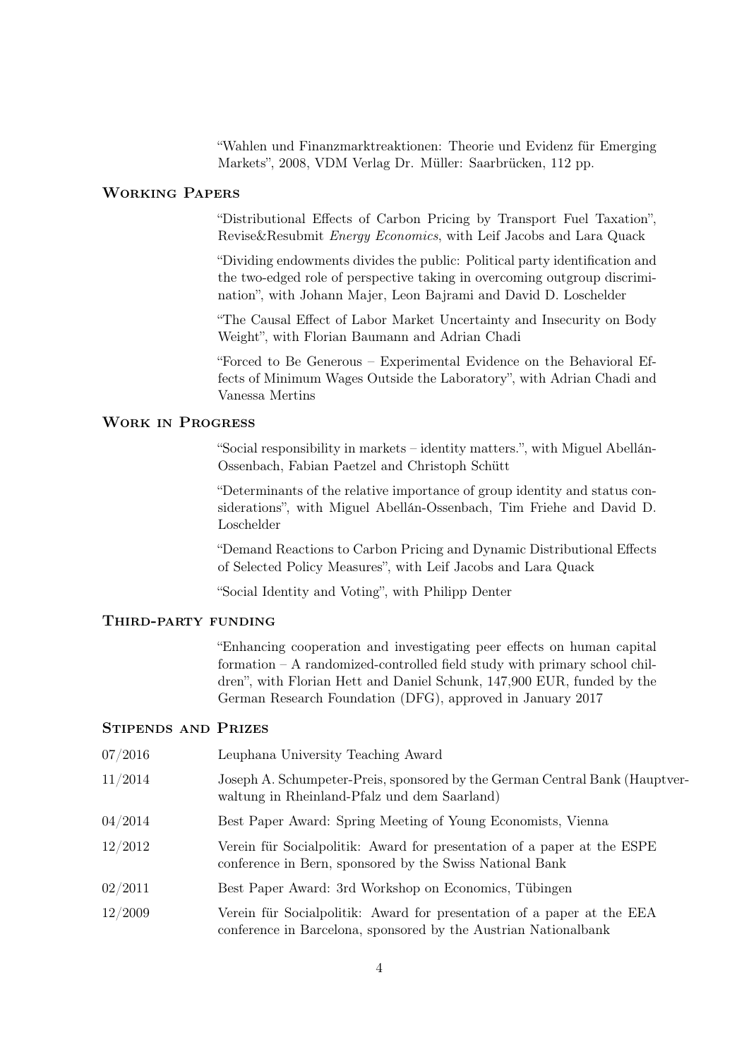"Wahlen und Finanzmarktreaktionen: Theorie und Evidenz für Emerging Markets", 2008, VDM Verlag Dr. Müller: Saarbrücken, 112 pp.

## Working Papers

"Distributional Effects of Carbon Pricing by Transport Fuel Taxation", Revise&Resubmit *Energy Economics*, with Leif Jacobs and Lara Quack

"Dividing endowments divides the public: Political party identification and the two-edged role of perspective taking in overcoming outgroup discrimination", with Johann Majer, Leon Bajrami and David D. Loschelder

"The Causal Effect of Labor Market Uncertainty and Insecurity on Body Weight", with Florian Baumann and Adrian Chadi

"Forced to Be Generous – Experimental Evidence on the Behavioral Effects of Minimum Wages Outside the Laboratory", with Adrian Chadi and Vanessa Mertins

## Work in Progress

"Social responsibility in markets – identity matters.", with Miguel Abellán-Ossenbach, Fabian Paetzel and Christoph Schütt

"Determinants of the relative importance of group identity and status considerations", with Miguel Abellán-Ossenbach, Tim Friehe and David D. Loschelder

"Demand Reactions to Carbon Pricing and Dynamic Distributional Effects of Selected Policy Measures", with Leif Jacobs and Lara Quack

"Social Identity and Voting", with Philipp Denter

## Third-party funding

"Enhancing cooperation and investigating peer effects on human capital formation – A randomized-controlled field study with primary school children", with Florian Hett and Daniel Schunk, 147,900 EUR, funded by the German Research Foundation (DFG), approved in January 2017

## Stipends and Prizes

07/2016 Leuphana University Teaching Award

11/2014 Joseph A. Schumpeter-Preis, sponsored by the German Central Bank (Hauptverwaltung in Rheinland-Pfalz und dem Saarland)

04/2014 Best Paper Award: Spring Meeting of Young Economists, Vienna

12/2012 Verein für Socialpolitik: Award for presentation of a paper at the ESPE conference in Bern, sponsored by the Swiss National Bank

02/2011 Best Paper Award: 3rd Workshop on Economics, Tübingen

12/2009 Verein für Socialpolitik: Award for presentation of a paper at the EEA conference in Barcelona, sponsored by the Austrian Nationalbank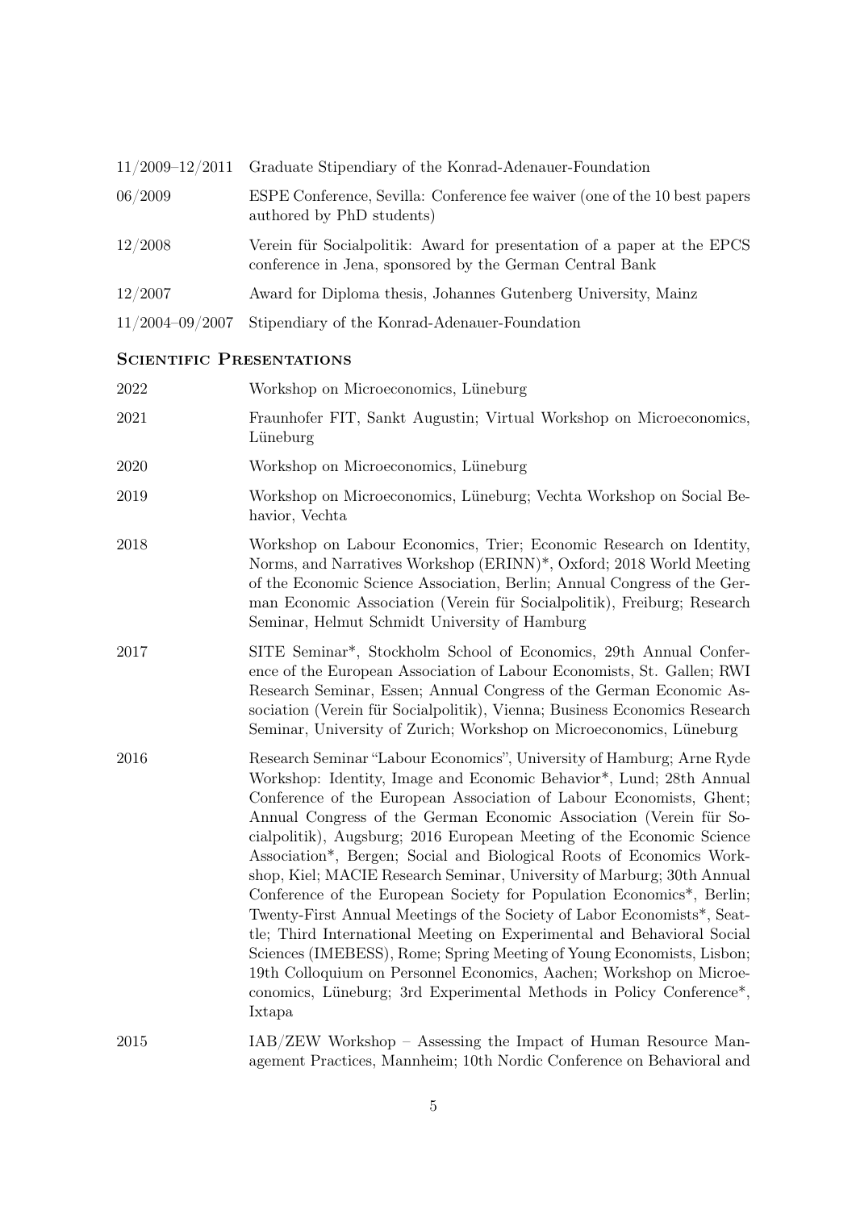| | |
|---|---|
| 11/2009–12/2011 | Graduate Stipendiary of the Konrad-Adenauer-Foundation |
| 06/2009 | ESPE Conference, Sevilla: Conference fee waiver (one of the 10 best papers authored by PhD students) |
| 12/2008 | Verein für Socialpolitik: Award for presentation of a paper at the EPCS conference in Jena, sponsored by the German Central Bank |
| 12/2007 | Award for Diploma thesis, Johannes Gutenberg University, Mainz |
| 11/2004–09/2007 | Stipendiary of the Konrad-Adenauer-Foundation |

## Scientific Presentations

| | |
|---|---|
| 2022 | Workshop on Microeconomics, Lüneburg |
| 2021 | Fraunhofer FIT, Sankt Augustin; Virtual Workshop on Microeconomics, Lüneburg |
| 2020 | Workshop on Microeconomics, Lüneburg |
| 2019 | Workshop on Microeconomics, Lüneburg; Vechta Workshop on Social Behavior, Vechta |
| 2018 | Workshop on Labour Economics, Trier; Economic Research on Identity, Norms, and Narratives Workshop (ERINN)*, Oxford; 2018 World Meeting of the Economic Science Association, Berlin; Annual Congress of the German Economic Association (Verein für Socialpolitik), Freiburg; Research Seminar, Helmut Schmidt University of Hamburg |
| 2017 | SITE Seminar*, Stockholm School of Economics, 29th Annual Conference of the European Association of Labour Economists, St. Gallen; RWI Research Seminar, Essen; Annual Congress of the German Economic Association (Verein für Socialpolitik), Vienna; Business Economics Research Seminar, University of Zurich; Workshop on Microeconomics, Lüneburg |
| 2016 | Research Seminar "Labour Economics", University of Hamburg; Arne Ryde Workshop: Identity, Image and Economic Behavior*, Lund; 28th Annual Conference of the European Association of Labour Economists, Ghent; Annual Congress of the German Economic Association (Verein für Socialpolitik), Augsburg; 2016 European Meeting of the Economic Science Association*, Bergen; Social and Biological Roots of Economics Workshop, Kiel; MACIE Research Seminar, University of Marburg; 30th Annual Conference of the European Society for Population Economics*, Berlin; Twenty-First Annual Meetings of the Society of Labor Economists*, Seattle; Third International Meeting on Experimental and Behavioral Social Sciences (IMEBESS), Rome; Spring Meeting of Young Economists, Lisbon; 19th Colloquium on Personnel Economics, Aachen; Workshop on Microeconomics, Lüneburg; 3rd Experimental Methods in Policy Conference*, Ixtapa |
| 2015 | IAB/ZEW Workshop – Assessing the Impact of Human Resource Management Practices, Mannheim; 10th Nordic Conference on Behavioral and |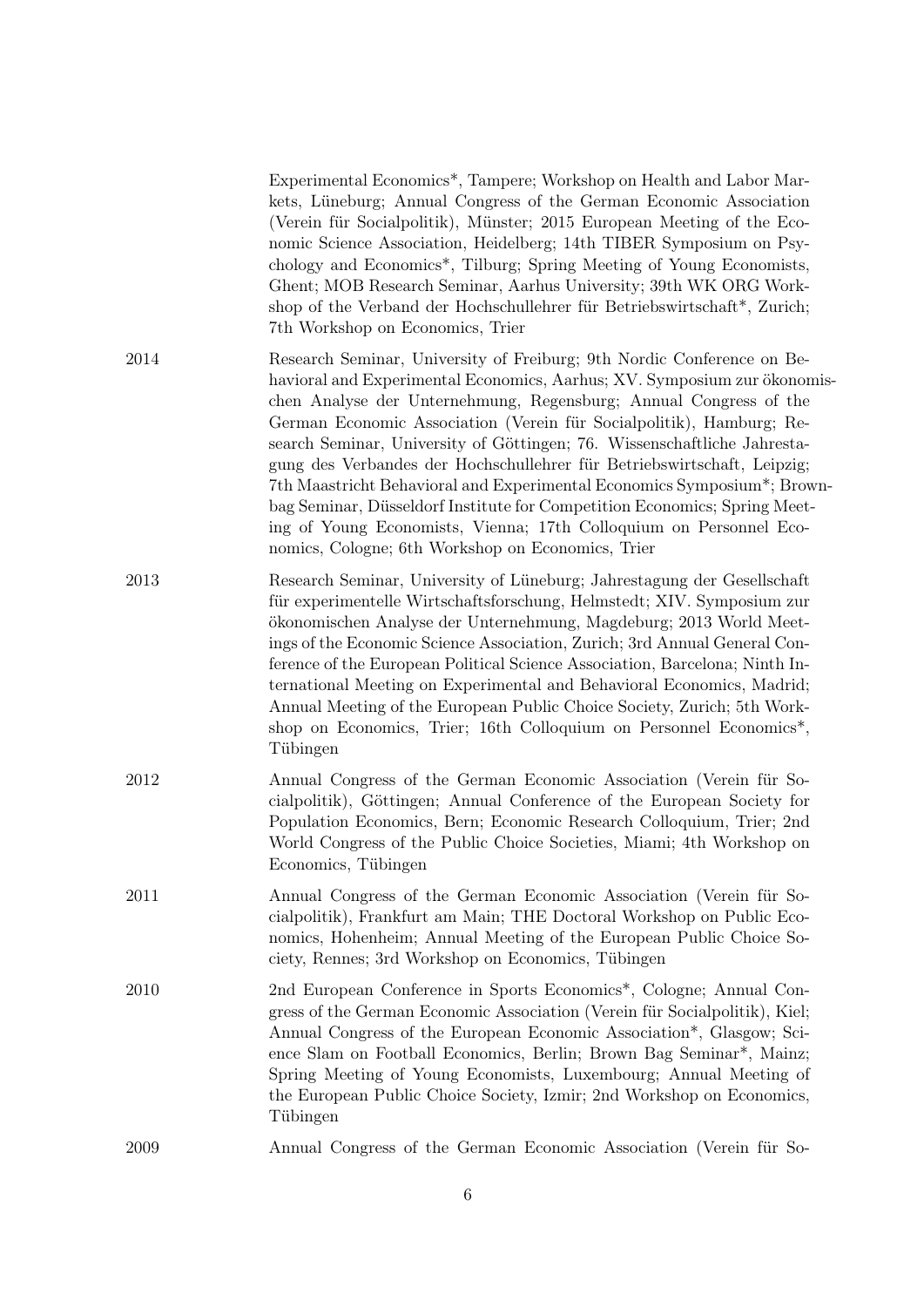Experimental Economics*, Tampere; Workshop on Health and Labor Markets, Lüneburg; Annual Congress of the German Economic Association (Verein für Socialpolitik), Münster; 2015 European Meeting of the Economic Science Association, Heidelberg; 14th TIBER Symposium on Psychology and Economics*, Tilburg; Spring Meeting of Young Economists, Ghent; MOB Research Seminar, Aarhus University; 39th WK ORG Workshop of the Verband der Hochschullehrer für Betriebswirtschaft*, Zurich; 7th Workshop on Economics, Trier

2014 Research Seminar, University of Freiburg; 9th Nordic Conference on Behavioral and Experimental Economics, Aarhus; XV. Symposium zur ökonomischen Analyse der Unternehmung, Regensburg; Annual Congress of the German Economic Association (Verein für Socialpolitik), Hamburg; Research Seminar, University of Göttingen; 76. Wissenschaftliche Jahrestagung des Verbandes der Hochschullehrer für Betriebswirtschaft, Leipzig; 7th Maastricht Behavioral and Experimental Economics Symposium*; Brownbag Seminar, Düsseldorf Institute for Competition Economics; Spring Meeting of Young Economists, Vienna; 17th Colloquium on Personnel Economics, Cologne; 6th Workshop on Economics, Trier

2013 Research Seminar, University of Lüneburg; Jahrestagung der Gesellschaft für experimentelle Wirtschaftsforschung, Helmstedt; XIV. Symposium zur ökonomischen Analyse der Unternehmung, Magdeburg; 2013 World Meetings of the Economic Science Association, Zurich; 3rd Annual General Conference of the European Political Science Association, Barcelona; Ninth International Meeting on Experimental and Behavioral Economics, Madrid; Annual Meeting of the European Public Choice Society, Zurich; 5th Workshop on Economics, Trier; 16th Colloquium on Personnel Economics*, Tübingen

2012 Annual Congress of the German Economic Association (Verein für Socialpolitik), Göttingen; Annual Conference of the European Society for Population Economics, Bern; Economic Research Colloquium, Trier; 2nd World Congress of the Public Choice Societies, Miami; 4th Workshop on Economics, Tübingen

2011 Annual Congress of the German Economic Association (Verein für Socialpolitik), Frankfurt am Main; THE Doctoral Workshop on Public Economics, Hohenheim; Annual Meeting of the European Public Choice Society, Rennes; 3rd Workshop on Economics, Tübingen

2010 2nd European Conference in Sports Economics*, Cologne; Annual Congress of the German Economic Association (Verein für Socialpolitik), Kiel; Annual Congress of the European Economic Association*, Glasgow; Science Slam on Football Economics, Berlin; Brown Bag Seminar*, Mainz; Spring Meeting of Young Economists, Luxembourg; Annual Meeting of the European Public Choice Society, Izmir; 2nd Workshop on Economics, Tübingen

2009 Annual Congress of the German Economic Association (Verein für So-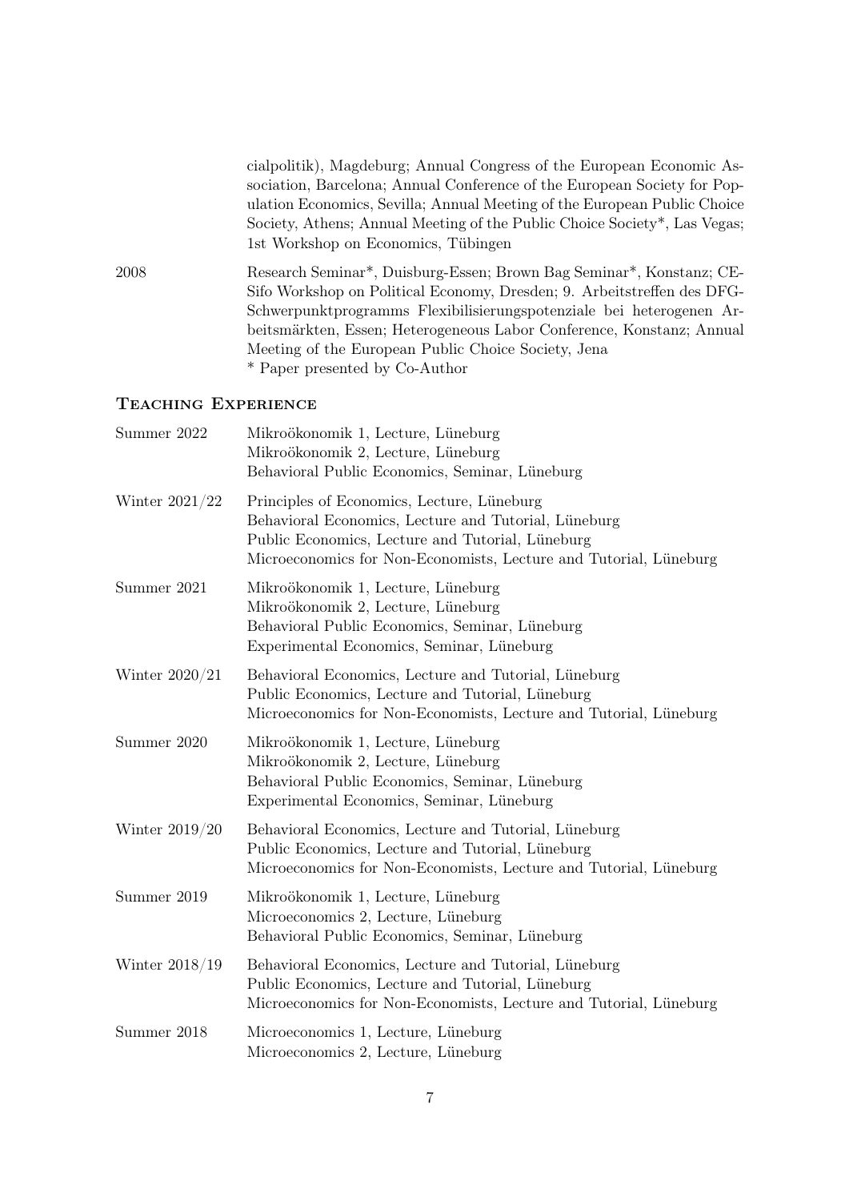cialpolitik), Magdeburg; Annual Congress of the European Economic Association, Barcelona; Annual Conference of the European Society for Population Economics, Sevilla; Annual Meeting of the European Public Choice Society, Athens; Annual Meeting of the Public Choice Society*, Las Vegas; 1st Workshop on Economics, Tübingen

2008 — Research Seminar*, Duisburg-Essen; Brown Bag Seminar*, Konstanz; CESifo Workshop on Political Economy, Dresden; 9. Arbeitstreffen des DFG-Schwerpunktprogramms Flexibilisierungspotenziale bei heterogenen Arbeitsmärkten, Essen; Heterogeneous Labor Conference, Konstanz; Annual Meeting of the European Public Choice Society, Jena
* Paper presented by Co-Author

## Teaching Experience

**Summer 2022**
- Mikroökonomik 1, Lecture, Lüneburg
- Mikroökonomik 2, Lecture, Lüneburg
- Behavioral Public Economics, Seminar, Lüneburg

**Winter 2021/22**
- Principles of Economics, Lecture, Lüneburg
- Behavioral Economics, Lecture and Tutorial, Lüneburg
- Public Economics, Lecture and Tutorial, Lüneburg
- Microeconomics for Non-Economists, Lecture and Tutorial, Lüneburg

**Summer 2021**
- Mikroökonomik 1, Lecture, Lüneburg
- Mikroökonomik 2, Lecture, Lüneburg
- Behavioral Public Economics, Seminar, Lüneburg
- Experimental Economics, Seminar, Lüneburg

**Winter 2020/21**
- Behavioral Economics, Lecture and Tutorial, Lüneburg
- Public Economics, Lecture and Tutorial, Lüneburg
- Microeconomics for Non-Economists, Lecture and Tutorial, Lüneburg

**Summer 2020**
- Mikroökonomik 1, Lecture, Lüneburg
- Mikroökonomik 2, Lecture, Lüneburg
- Behavioral Public Economics, Seminar, Lüneburg
- Experimental Economics, Seminar, Lüneburg

**Winter 2019/20**
- Behavioral Economics, Lecture and Tutorial, Lüneburg
- Public Economics, Lecture and Tutorial, Lüneburg
- Microeconomics for Non-Economists, Lecture and Tutorial, Lüneburg

**Summer 2019**
- Mikroökonomik 1, Lecture, Lüneburg
- Microeconomics 2, Lecture, Lüneburg
- Behavioral Public Economics, Seminar, Lüneburg

**Winter 2018/19**
- Behavioral Economics, Lecture and Tutorial, Lüneburg
- Public Economics, Lecture and Tutorial, Lüneburg
- Microeconomics for Non-Economists, Lecture and Tutorial, Lüneburg

**Summer 2018**
- Microeconomics 1, Lecture, Lüneburg
- Microeconomics 2, Lecture, Lüneburg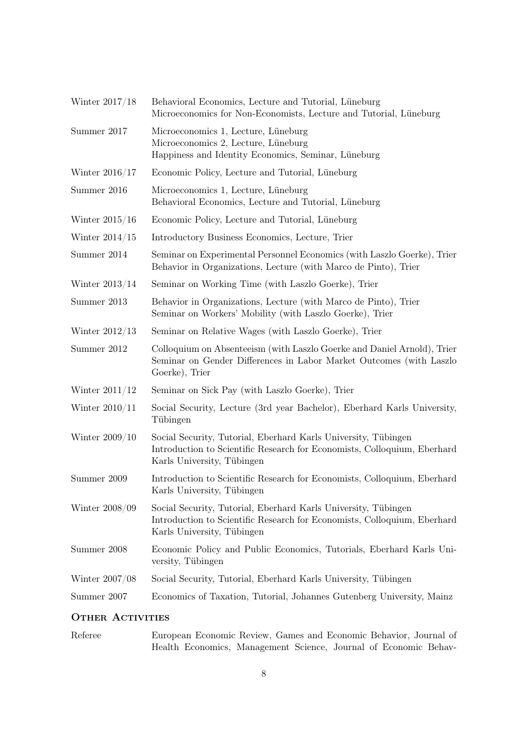| | |
|---|---|
| Winter 2017/18 | Behavioral Economics, Lecture and Tutorial, Lüneburg<br>Microeconomics for Non-Economists, Lecture and Tutorial, Lüneburg |
| Summer 2017 | Microeconomics 1, Lecture, Lüneburg<br>Microeconomics 2, Lecture, Lüneburg<br>Happiness and Identity Economics, Seminar, Lüneburg |
| Winter 2016/17 | Economic Policy, Lecture and Tutorial, Lüneburg |
| Summer 2016 | Microeconomics 1, Lecture, Lüneburg<br>Behavioral Economics, Lecture and Tutorial, Lüneburg |
| Winter 2015/16 | Economic Policy, Lecture and Tutorial, Lüneburg |
| Winter 2014/15 | Introductory Business Economics, Lecture, Trier |
| Summer 2014 | Seminar on Experimental Personnel Economics (with Laszlo Goerke), Trier<br>Behavior in Organizations, Lecture (with Marco de Pinto), Trier |
| Winter 2013/14 | Seminar on Working Time (with Laszlo Goerke), Trier |
| Summer 2013 | Behavior in Organizations, Lecture (with Marco de Pinto), Trier<br>Seminar on Workers' Mobility (with Laszlo Goerke), Trier |
| Winter 2012/13 | Seminar on Relative Wages (with Laszlo Goerke), Trier |
| Summer 2012 | Colloquium on Absenteeism (with Laszlo Goerke and Daniel Arnold), Trier<br>Seminar on Gender Differences in Labor Market Outcomes (with Laszlo Goerke), Trier |
| Winter 2011/12 | Seminar on Sick Pay (with Laszlo Goerke), Trier |
| Winter 2010/11 | Social Security, Lecture (3rd year Bachelor), Eberhard Karls University, Tübingen |
| Winter 2009/10 | Social Security, Tutorial, Eberhard Karls University, Tübingen<br>Introduction to Scientific Research for Economists, Colloquium, Eberhard Karls University, Tübingen |
| Summer 2009 | Introduction to Scientific Research for Economists, Colloquium, Eberhard Karls University, Tübingen |
| Winter 2008/09 | Social Security, Tutorial, Eberhard Karls University, Tübingen<br>Introduction to Scientific Research for Economists, Colloquium, Eberhard Karls University, Tübingen |
| Summer 2008 | Economic Policy and Public Economics, Tutorials, Eberhard Karls University, Tübingen |
| Winter 2007/08 | Social Security, Tutorial, Eberhard Karls University, Tübingen |
| Summer 2007 | Economics of Taxation, Tutorial, Johannes Gutenberg University, Mainz |

## Other Activities

| | |
|---|---|
| Referee | European Economic Review, Games and Economic Behavior, Journal of Health Economics, Management Science, Journal of Economic Behav- |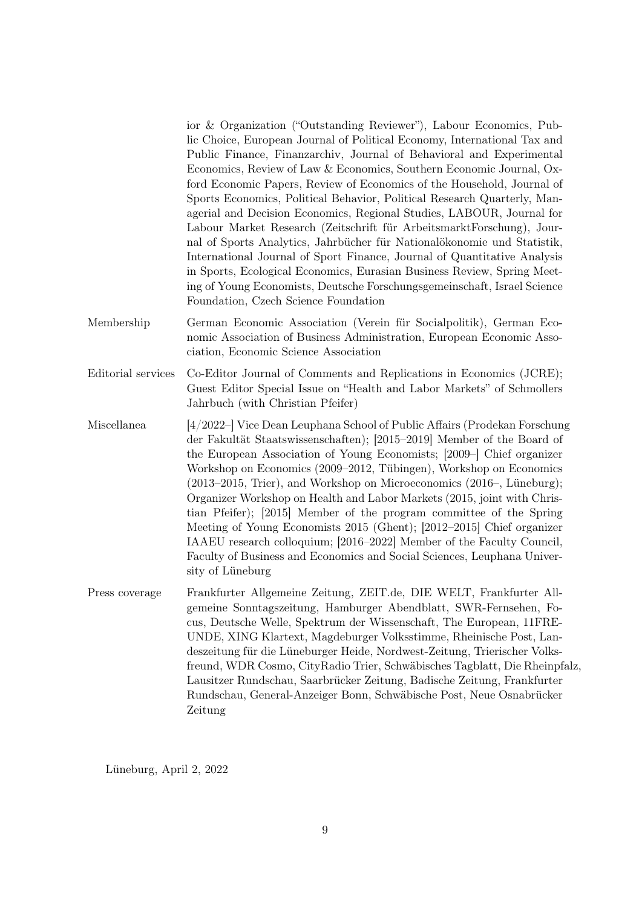ior & Organization ("Outstanding Reviewer"), Labour Economics, Public Choice, European Journal of Political Economy, International Tax and Public Finance, Finanzarchiv, Journal of Behavioral and Experimental Economics, Review of Law & Economics, Southern Economic Journal, Oxford Economic Papers, Review of Economics of the Household, Journal of Sports Economics, Political Behavior, Political Research Quarterly, Managerial and Decision Economics, Regional Studies, LABOUR, Journal for Labour Market Research (Zeitschrift für ArbeitsmarktForschung), Journal of Sports Analytics, Jahrbücher für Nationalökonomie und Statistik, International Journal of Sport Finance, Journal of Quantitative Analysis in Sports, Ecological Economics, Eurasian Business Review, Spring Meeting of Young Economists, Deutsche Forschungsgemeinschaft, Israel Science Foundation, Czech Science Foundation

| | |
|---|---|
| Membership | German Economic Association (Verein für Socialpolitik), German Economic Association of Business Administration, European Economic Association, Economic Science Association |
| Editorial services | Co-Editor Journal of Comments and Replications in Economics (JCRE); Guest Editor Special Issue on "Health and Labor Markets" of Schmollers Jahrbuch (with Christian Pfeifer) |
| Miscellanea | [4/2022–] Vice Dean Leuphana School of Public Affairs (Prodekan Forschung der Fakultät Staatswissenschaften); [2015–2019] Member of the Board of the European Association of Young Economists; [2009–] Chief organizer Workshop on Economics (2009–2012, Tübingen), Workshop on Economics (2013–2015, Trier), and Workshop on Microeconomics (2016–, Lüneburg); Organizer Workshop on Health and Labor Markets (2015, joint with Christian Pfeifer); [2015] Member of the program committee of the Spring Meeting of Young Economists 2015 (Ghent); [2012–2015] Chief organizer IAAEU research colloquium; [2016–2022] Member of the Faculty Council, Faculty of Business and Economics and Social Sciences, Leuphana University of Lüneburg |
| Press coverage | Frankfurter Allgemeine Zeitung, ZEIT.de, DIE WELT, Frankfurter Allgemeine Sonntagszeitung, Hamburger Abendblatt, SWR-Fernsehen, Focus, Deutsche Welle, Spektrum der Wissenschaft, The European, 11FREUNDE, XING Klartext, Magdeburger Volksstimme, Rheinische Post, Landeszeitung für die Lüneburger Heide, Nordwest-Zeitung, Trierischer Volksfreund, WDR Cosmo, CityRadio Trier, Schwäbisches Tagblatt, Die Rheinpfalz, Lausitzer Rundschau, Saarbrücker Zeitung, Badische Zeitung, Frankfurter Rundschau, General-Anzeiger Bonn, Schwäbische Post, Neue Osnabrücker Zeitung |

Lüneburg, April 2, 2022